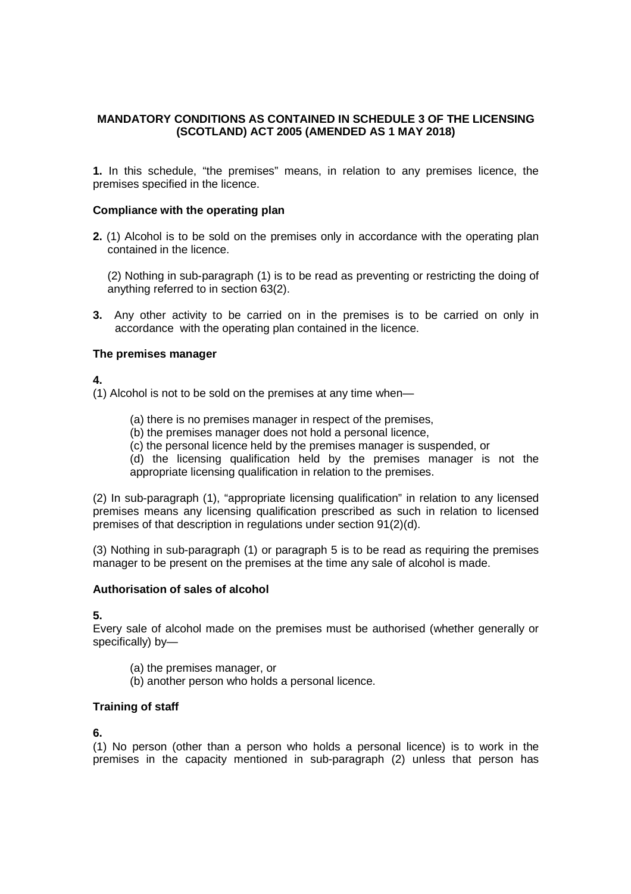**MANDATORY CONDITIONS AS CONTAINED IN SCHEDULE 3 OF THE LICENSING (SCOTLAND) ACT 2005 (AMENDED AS 1 MAY 2018)**

**1.** In this schedule, “the premises” means, in relation to any premises licence, the premises specified in the licence.

**Compliance with the operating plan**

**2.** (1) Alcohol is to be sold on the premises only in accordance with the operating plan contained in the licence.

(2) Nothing in sub-paragraph (1) is to be read as preventing or restricting the doing of anything referred to in section 63(2).

**3.** Any other activity to be carried on in the premises is to be carried on only in accordance with the operating plan contained in the licence.

**The premises manager**

**4.**

(1) Alcohol is not to be sold on the premises at any time when—

(a) there is no premises manager in respect of the premises,
(b) the premises manager does not hold a personal licence,
(c) the personal licence held by the premises manager is suspended, or
(d) the licensing qualification held by the premises manager is not the appropriate licensing qualification in relation to the premises.

(2) In sub-paragraph (1), “appropriate licensing qualification” in relation to any licensed premises means any licensing qualification prescribed as such in relation to licensed premises of that description in regulations under section 91(2)(d).

(3) Nothing in sub-paragraph (1) or paragraph 5 is to be read as requiring the premises manager to be present on the premises at the time any sale of alcohol is made.

**Authorisation of sales of alcohol**

**5.**

Every sale of alcohol made on the premises must be authorised (whether generally or specifically) by—

(a) the premises manager, or
(b) another person who holds a personal licence.

**Training of staff**

**6.**

(1) No person (other than a person who holds a personal licence) is to work in the premises in the capacity mentioned in sub-paragraph (2) unless that person has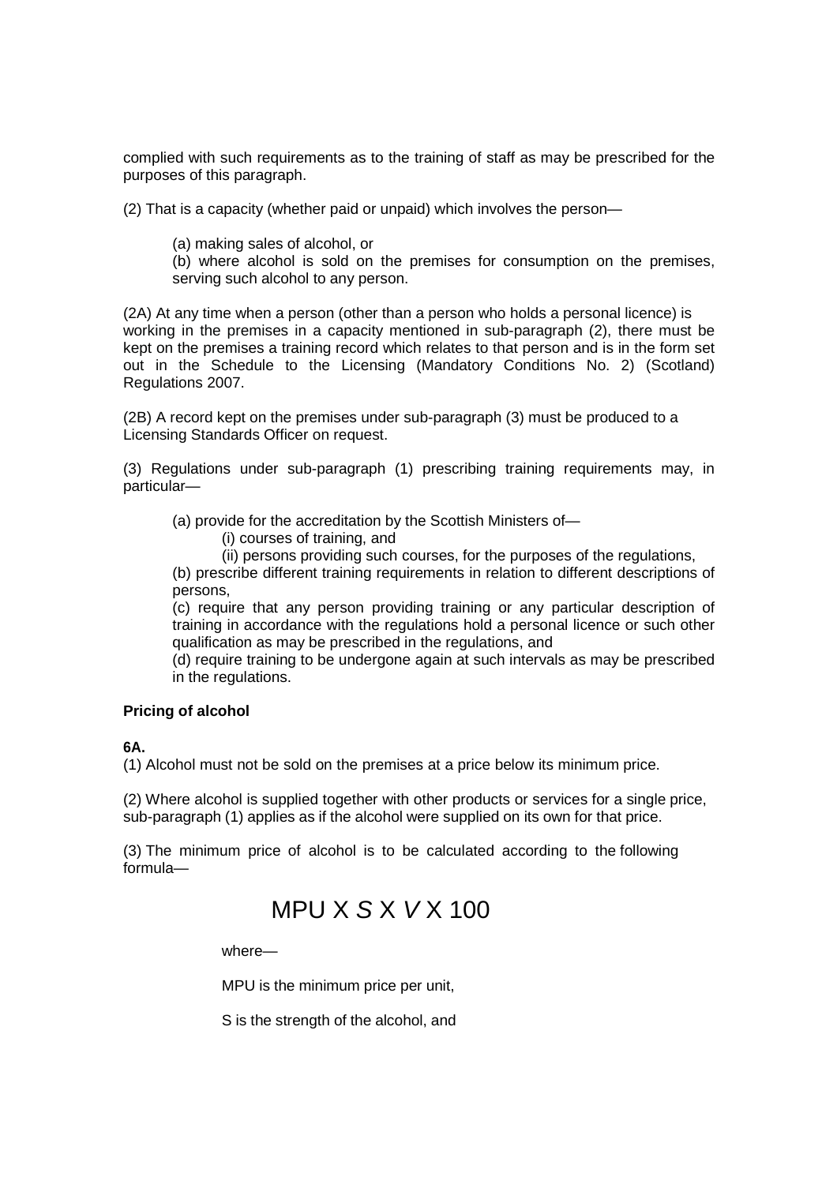complied with such requirements as to the training of staff as may be prescribed for the purposes of this paragraph.

(2) That is a capacity (whether paid or unpaid) which involves the person—

(a) making sales of alcohol, or

(b) where alcohol is sold on the premises for consumption on the premises, serving such alcohol to any person.

(2A) At any time when a person (other than a person who holds a personal licence) is working in the premises in a capacity mentioned in sub-paragraph (2), there must be kept on the premises a training record which relates to that person and is in the form set out in the Schedule to the Licensing (Mandatory Conditions No. 2) (Scotland) Regulations 2007.

(2B) A record kept on the premises under sub-paragraph (3) must be produced to a Licensing Standards Officer on request.

(3) Regulations under sub-paragraph (1) prescribing training requirements may, in particular—

(a) provide for the accreditation by the Scottish Ministers of—

(i) courses of training, and

(ii) persons providing such courses, for the purposes of the regulations,

(b) prescribe different training requirements in relation to different descriptions of persons,

(c) require that any person providing training or any particular description of training in accordance with the regulations hold a personal licence or such other qualification as may be prescribed in the regulations, and

(d) require training to be undergone again at such intervals as may be prescribed in the regulations.

**Pricing of alcohol**

**6A.**

(1) Alcohol must not be sold on the premises at a price below its minimum price.

(2) Where alcohol is supplied together with other products or services for a single price, sub-paragraph (1) applies as if the alcohol were supplied on its own for that price.

(3) The minimum price of alcohol is to be calculated according to the following formula—

$$MPU \times S \times V \times 100$$

where—

MPU is the minimum price per unit,

S is the strength of the alcohol, and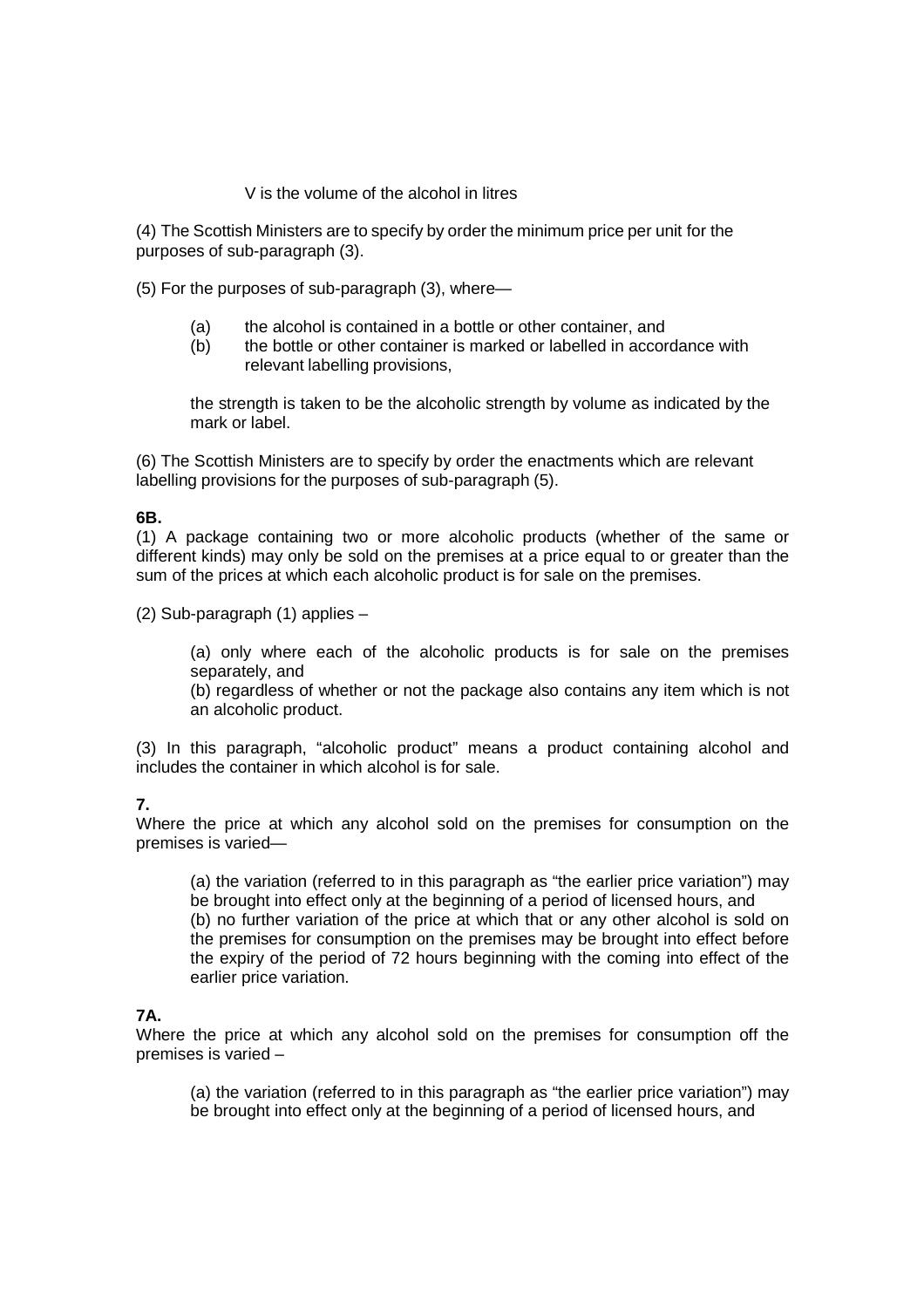V is the volume of the alcohol in litres

(4) The Scottish Ministers are to specify by order the minimum price per unit for the purposes of sub-paragraph (3).

(5) For the purposes of sub-paragraph (3), where—

> (a) the alcohol is contained in a bottle or other container, and
> (b) the bottle or other container is marked or labelled in accordance with relevant labelling provisions,
>
> the strength is taken to be the alcoholic strength by volume as indicated by the mark or label.

(6) The Scottish Ministers are to specify by order the enactments which are relevant labelling provisions for the purposes of sub-paragraph (5).

**6B.**

(1) A package containing two or more alcoholic products (whether of the same or different kinds) may only be sold on the premises at a price equal to or greater than the sum of the prices at which each alcoholic product is for sale on the premises.

(2) Sub-paragraph (1) applies –

> (a) only where each of the alcoholic products is for sale on the premises separately, and
> (b) regardless of whether or not the package also contains any item which is not an alcoholic product.

(3) In this paragraph, "alcoholic product" means a product containing alcohol and includes the container in which alcohol is for sale.

**7.**

Where the price at which any alcohol sold on the premises for consumption on the premises is varied—

> (a) the variation (referred to in this paragraph as "the earlier price variation") may be brought into effect only at the beginning of a period of licensed hours, and
> (b) no further variation of the price at which that or any other alcohol is sold on the premises for consumption on the premises may be brought into effect before the expiry of the period of 72 hours beginning with the coming into effect of the earlier price variation.

**7A.**

Where the price at which any alcohol sold on the premises for consumption off the premises is varied –

> (a) the variation (referred to in this paragraph as "the earlier price variation") may be brought into effect only at the beginning of a period of licensed hours, and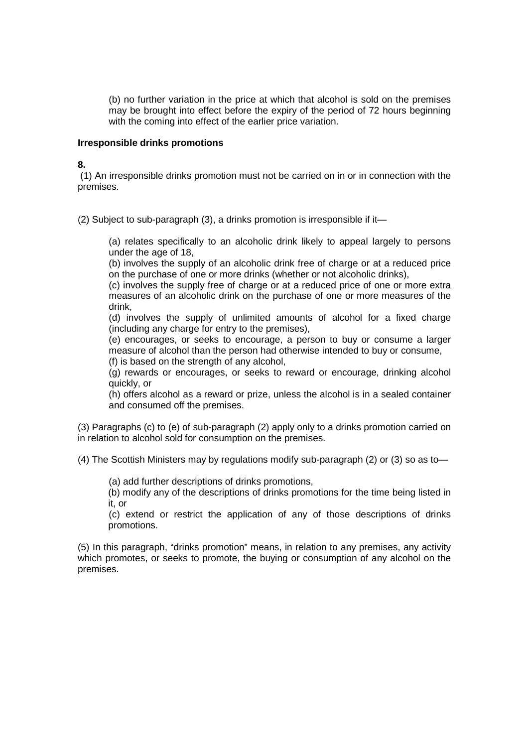(b) no further variation in the price at which that alcohol is sold on the premises may be brought into effect before the expiry of the period of 72 hours beginning with the coming into effect of the earlier price variation.

**Irresponsible drinks promotions**

**8.**

(1) An irresponsible drinks promotion must not be carried on in or in connection with the premises.

(2) Subject to sub-paragraph (3), a drinks promotion is irresponsible if it—

(a) relates specifically to an alcoholic drink likely to appeal largely to persons under the age of 18,

(b) involves the supply of an alcoholic drink free of charge or at a reduced price on the purchase of one or more drinks (whether or not alcoholic drinks),

(c) involves the supply free of charge or at a reduced price of one or more extra measures of an alcoholic drink on the purchase of one or more measures of the drink,

(d) involves the supply of unlimited amounts of alcohol for a fixed charge (including any charge for entry to the premises),

(e) encourages, or seeks to encourage, a person to buy or consume a larger measure of alcohol than the person had otherwise intended to buy or consume,

(f) is based on the strength of any alcohol,

(g) rewards or encourages, or seeks to reward or encourage, drinking alcohol quickly, or

(h) offers alcohol as a reward or prize, unless the alcohol is in a sealed container and consumed off the premises.

(3) Paragraphs (c) to (e) of sub-paragraph (2) apply only to a drinks promotion carried on in relation to alcohol sold for consumption on the premises.

(4) The Scottish Ministers may by regulations modify sub-paragraph (2) or (3) so as to—

(a) add further descriptions of drinks promotions,

(b) modify any of the descriptions of drinks promotions for the time being listed in it, or

(c) extend or restrict the application of any of those descriptions of drinks promotions.

(5) In this paragraph, “drinks promotion” means, in relation to any premises, any activity which promotes, or seeks to promote, the buying or consumption of any alcohol on the premises.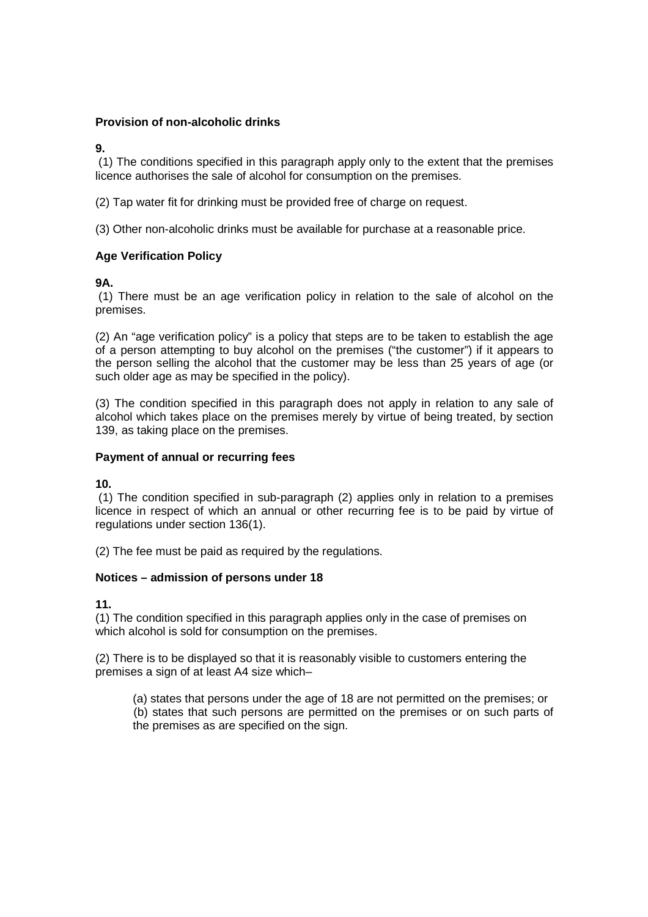**Provision of non-alcoholic drinks**

**9.**

(1) The conditions specified in this paragraph apply only to the extent that the premises licence authorises the sale of alcohol for consumption on the premises.

(2) Tap water fit for drinking must be provided free of charge on request.

(3) Other non-alcoholic drinks must be available for purchase at a reasonable price.

**Age Verification Policy**

**9A.**

(1) There must be an age verification policy in relation to the sale of alcohol on the premises.

(2) An "age verification policy" is a policy that steps are to be taken to establish the age of a person attempting to buy alcohol on the premises ("the customer") if it appears to the person selling the alcohol that the customer may be less than 25 years of age (or such older age as may be specified in the policy).

(3) The condition specified in this paragraph does not apply in relation to any sale of alcohol which takes place on the premises merely by virtue of being treated, by section 139, as taking place on the premises.

**Payment of annual or recurring fees**

**10.**

(1) The condition specified in sub-paragraph (2) applies only in relation to a premises licence in respect of which an annual or other recurring fee is to be paid by virtue of regulations under section 136(1).

(2) The fee must be paid as required by the regulations.

**Notices – admission of persons under 18**

**11.**

(1) The condition specified in this paragraph applies only in the case of premises on which alcohol is sold for consumption on the premises.

(2) There is to be displayed so that it is reasonably visible to customers entering the premises a sign of at least A4 size which–

(a) states that persons under the age of 18 are not permitted on the premises; or
(b) states that such persons are permitted on the premises or on such parts of the premises as are specified on the sign.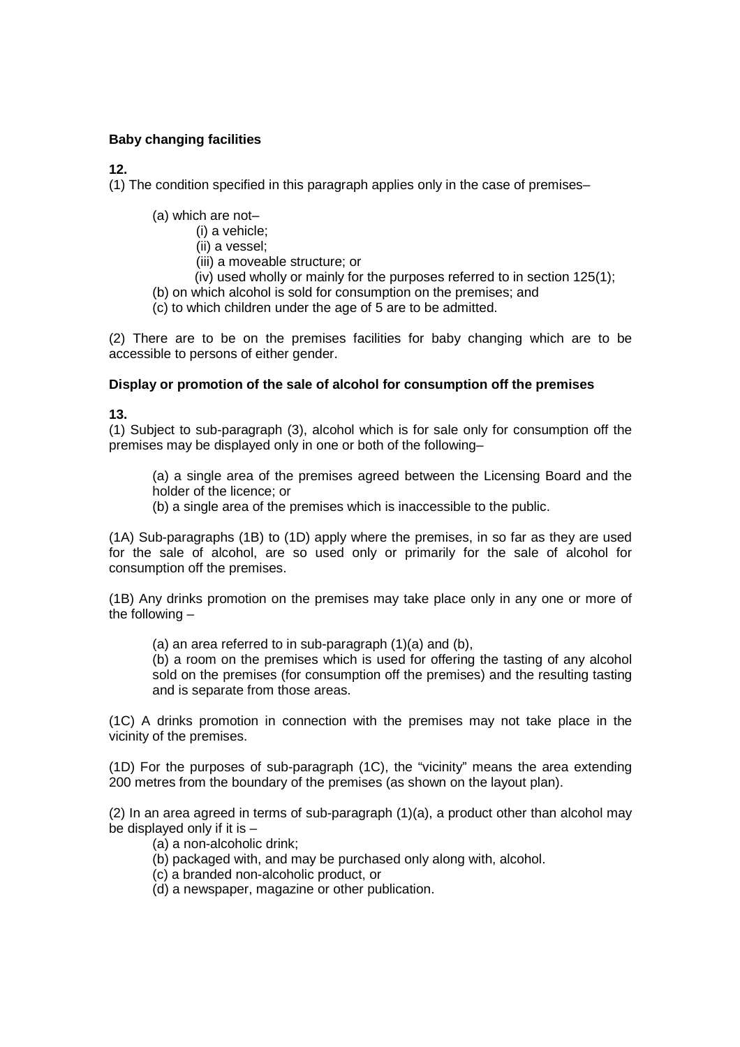**Baby changing facilities**

**12.**

(1) The condition specified in this paragraph applies only in the case of premises–

(a) which are not–
  (i) a vehicle;
  (ii) a vessel;
  (iii) a moveable structure; or
  (iv) used wholly or mainly for the purposes referred to in section 125(1);
(b) on which alcohol is sold for consumption on the premises; and
(c) to which children under the age of 5 are to be admitted.

(2) There are to be on the premises facilities for baby changing which are to be accessible to persons of either gender.

**Display or promotion of the sale of alcohol for consumption off the premises**

**13.**

(1) Subject to sub-paragraph (3), alcohol which is for sale only for consumption off the premises may be displayed only in one or both of the following–

(a) a single area of the premises agreed between the Licensing Board and the holder of the licence; or
(b) a single area of the premises which is inaccessible to the public.

(1A) Sub-paragraphs (1B) to (1D) apply where the premises, in so far as they are used for the sale of alcohol, are so used only or primarily for the sale of alcohol for consumption off the premises.

(1B) Any drinks promotion on the premises may take place only in any one or more of the following –

(a) an area referred to in sub-paragraph (1)(a) and (b),
(b) a room on the premises which is used for offering the tasting of any alcohol sold on the premises (for consumption off the premises) and the resulting tasting and is separate from those areas.

(1C) A drinks promotion in connection with the premises may not take place in the vicinity of the premises.

(1D) For the purposes of sub-paragraph (1C), the "vicinity" means the area extending 200 metres from the boundary of the premises (as shown on the layout plan).

(2) In an area agreed in terms of sub-paragraph (1)(a), a product other than alcohol may be displayed only if it is –

(a) a non-alcoholic drink;
(b) packaged with, and may be purchased only along with, alcohol.
(c) a branded non-alcoholic product, or
(d) a newspaper, magazine or other publication.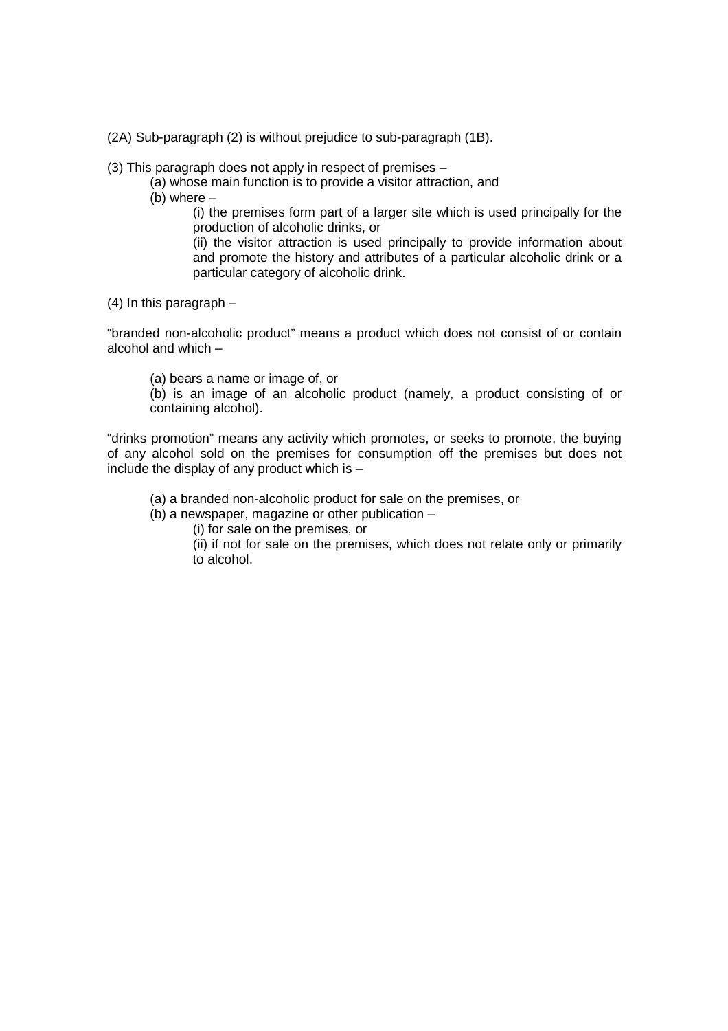(2A) Sub-paragraph (2) is without prejudice to sub-paragraph (1B).

(3) This paragraph does not apply in respect of premises –

- (a) whose main function is to provide a visitor attraction, and
- (b) where –
  - (i) the premises form part of a larger site which is used principally for the production of alcoholic drinks, or
  - (ii) the visitor attraction is used principally to provide information about and promote the history and attributes of a particular alcoholic drink or a particular category of alcoholic drink.

(4) In this paragraph –

"branded non-alcoholic product" means a product which does not consist of or contain alcohol and which –

- (a) bears a name or image of, or
- (b) is an image of an alcoholic product (namely, a product consisting of or containing alcohol).

"drinks promotion" means any activity which promotes, or seeks to promote, the buying of any alcohol sold on the premises for consumption off the premises but does not include the display of any product which is –

- (a) a branded non-alcoholic product for sale on the premises, or
- (b) a newspaper, magazine or other publication –
  - (i) for sale on the premises, or
  - (ii) if not for sale on the premises, which does not relate only or primarily to alcohol.